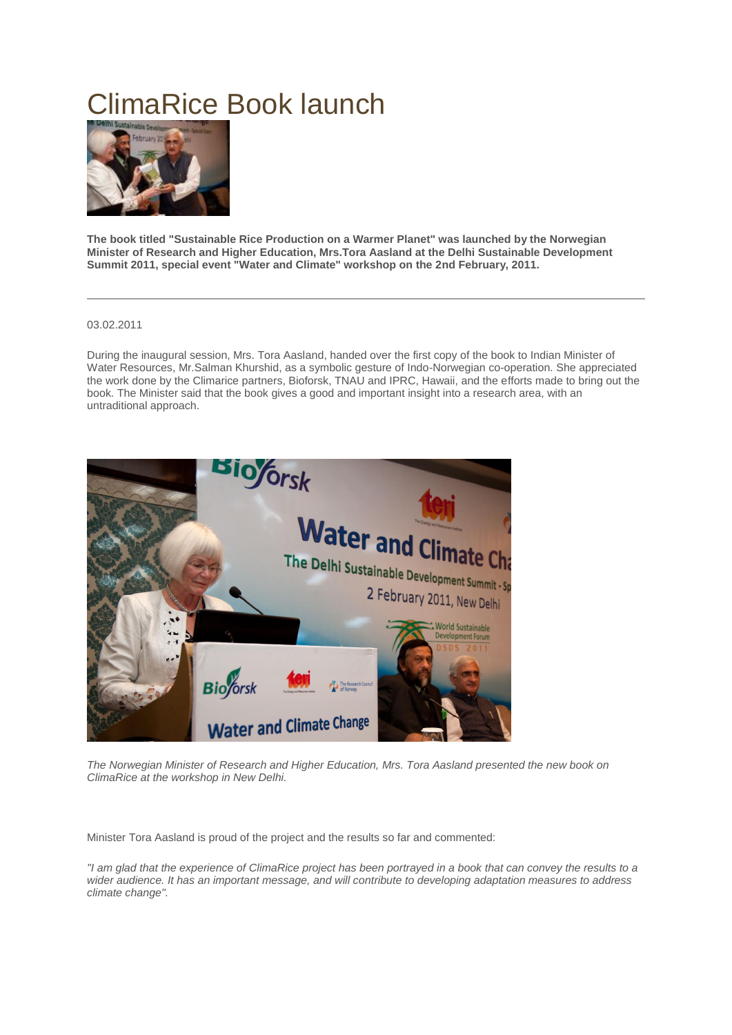# ClimaRice Book launch

**The book titled "Sustainable Rice Production on a Warmer Planet" was launched by the Norwegian Minister of Research and Higher Education, Mrs.Tora Aasland at the Delhi Sustainable Development Summit 2011, special event "Water and Climate" workshop on the 2nd February, 2011.**

---

03.02.2011

During the inaugural session, Mrs. Tora Aasland, handed over the first copy of the book to Indian Minister of Water Resources, Mr.Salman Khurshid, as a symbolic gesture of Indo-Norwegian co-operation. She appreciated the work done by the Climarice partners, Bioforsk, TNAU and IPRC, Hawaii, and the efforts made to bring out the book. The Minister said that the book gives a good and important insight into a research area, with an untraditional approach.

*The Norwegian Minister of Research and Higher Education, Mrs. Tora Aasland presented the new book on ClimaRice at the workshop in New Delhi.*

Minister Tora Aasland is proud of the project and the results so far and commented:

*"I am glad that the experience of ClimaRice project has been portrayed in a book that can convey the results to a wider audience. It has an important message, and will contribute to developing adaptation measures to address climate change".*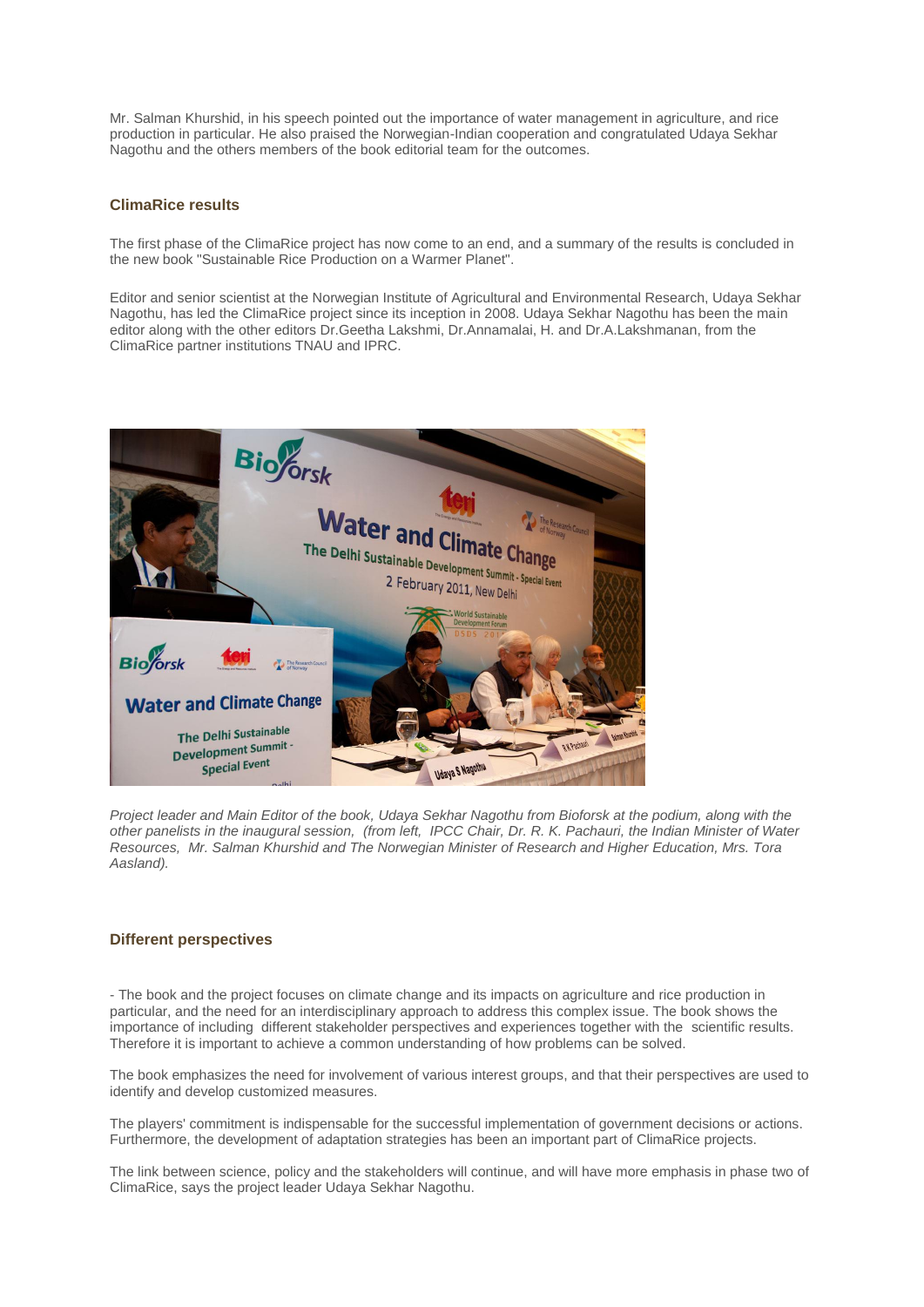Mr. Salman Khurshid, in his speech pointed out the importance of water management in agriculture, and rice production in particular. He also praised the Norwegian-Indian cooperation and congratulated Udaya Sekhar Nagothu and the others members of the book editorial team for the outcomes.

### ClimaRice results

The first phase of the ClimaRice project has now come to an end, and a summary of the results is concluded in the new book "Sustainable Rice Production on a Warmer Planet".

Editor and senior scientist at the Norwegian Institute of Agricultural and Environmental Research, Udaya Sekhar Nagothu, has led the ClimaRice project since its inception in 2008. Udaya Sekhar Nagothu has been the main editor along with the other editors Dr.Geetha Lakshmi, Dr.Annamalai, H. and Dr.A.Lakshmanan, from the ClimaRice partner institutions TNAU and IPRC.

*Project leader and Main Editor of the book, Udaya Sekhar Nagothu from Bioforsk at the podium, along with the other panelists in the inaugural session, (from left, IPCC Chair, Dr. R. K. Pachauri, the Indian Minister of Water Resources, Mr. Salman Khurshid and The Norwegian Minister of Research and Higher Education, Mrs. Tora Aasland).*

### Different perspectives

- The book and the project focuses on climate change and its impacts on agriculture and rice production in particular, and the need for an interdisciplinary approach to address this complex issue. The book shows the importance of including different stakeholder perspectives and experiences together with the scientific results. Therefore it is important to achieve a common understanding of how problems can be solved.

The book emphasizes the need for involvement of various interest groups, and that their perspectives are used to identify and develop customized measures.

The players' commitment is indispensable for the successful implementation of government decisions or actions. Furthermore, the development of adaptation strategies has been an important part of ClimaRice projects.

The link between science, policy and the stakeholders will continue, and will have more emphasis in phase two of ClimaRice, says the project leader Udaya Sekhar Nagothu.